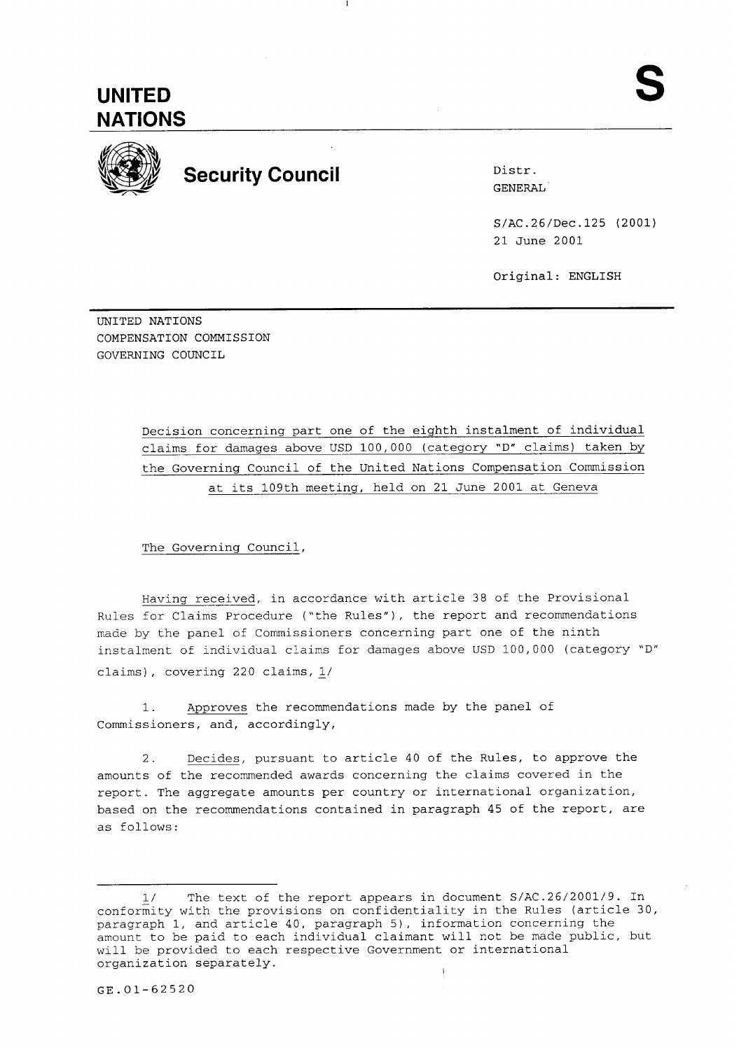# UNITED NATIONS

# S

## Security Council

Distr.
GENERAL

S/AC.26/Dec.125 (2001)
21 June 2001

Original: ENGLISH

UNITED NATIONS
COMPENSATION COMMISSION
GOVERNING COUNCIL

Decision concerning part one of the eighth instalment of individual claims for damages above USD 100,000 (category "D" claims) taken by the Governing Council of the United Nations Compensation Commission at its 109th meeting, held on 21 June 2001 at Geneva

The Governing Council,

Having received, in accordance with article 38 of the Provisional Rules for Claims Procedure ("the Rules"), the report and recommendations made by the panel of Commissioners concerning part one of the ninth instalment of individual claims for damages above USD 100,000 (category "D" claims), covering 220 claims, 1/

1. Approves the recommendations made by the panel of Commissioners, and, accordingly,

2. Decides, pursuant to article 40 of the Rules, to approve the amounts of the recommended awards concerning the claims covered in the report. The aggregate amounts per country or international organization, based on the recommendations contained in paragraph 45 of the report, are as follows:

---

1/ The text of the report appears in document S/AC.26/2001/9. In conformity with the provisions on confidentiality in the Rules (article 30, paragraph 1, and article 40, paragraph 5), information concerning the amount to be paid to each individual claimant will not be made public, but will be provided to each respective Government or international organization separately.

GE.01-62520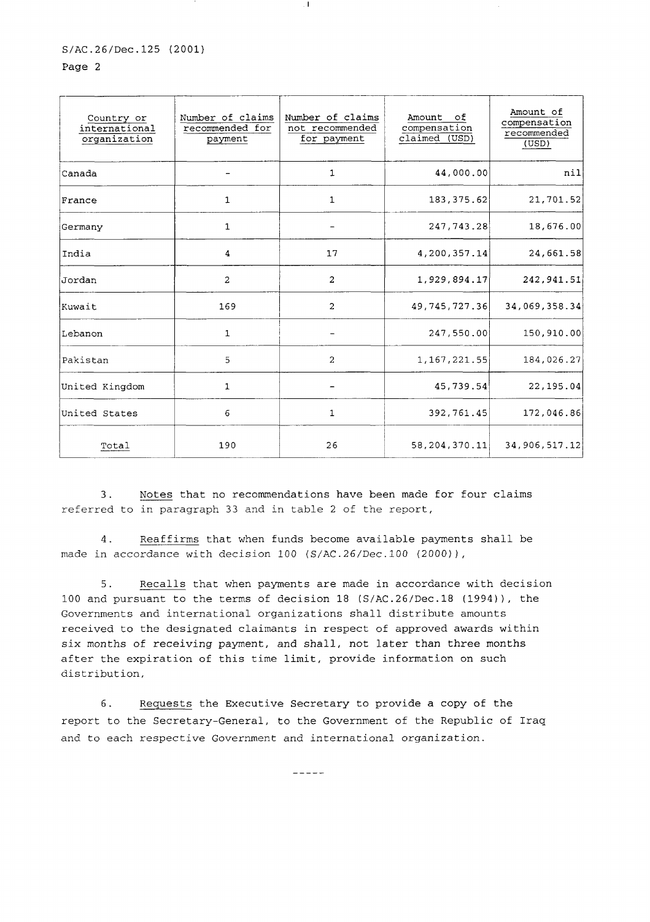| Country or international organization | Number of claims recommended for payment | Number of claims not recommended for payment | Amount of compensation claimed (USD) | Amount of compensation recommended (USD) |
|---|---|---|---|---|
| Canada | - | 1 | 44,000.00 | nil |
| France | 1 | 1 | 183,375.62 | 21,701.52 |
| Germany | 1 | - | 247,743.28 | 18,676.00 |
| India | 4 | 17 | 4,200,357.14 | 24,661.58 |
| Jordan | 2 | 2 | 1,929,894.17 | 242,941.51 |
| Kuwait | 169 | 2 | 49,745,727.36 | 34,069,358.34 |
| Lebanon | 1 | - | 247,550.00 | 150,910.00 |
| Pakistan | 5 | 2 | 1,167,221.55 | 184,026.27 |
| United Kingdom | 1 | - | 45,739.54 | 22,195.04 |
| United States | 6 | 1 | 392,761.45 | 172,046.86 |
| Total | 190 | 26 | 58,204,370.11 | 34,906,517.12 |

3. Notes that no recommendations have been made for four claims referred to in paragraph 33 and in table 2 of the report,

4. Reaffirms that when funds become available payments shall be made in accordance with decision 100 (S/AC.26/Dec.100 (2000)),

5. Recalls that when payments are made in accordance with decision 100 and pursuant to the terms of decision 18 (S/AC.26/Dec.18 (1994)), the Governments and international organizations shall distribute amounts received to the designated claimants in respect of approved awards within six months of receiving payment, and shall, not later than three months after the expiration of this time limit, provide information on such distribution,

6. Requests the Executive Secretary to provide a copy of the report to the Secretary-General, to the Government of the Republic of Iraq and to each respective Government and international organization.

-----